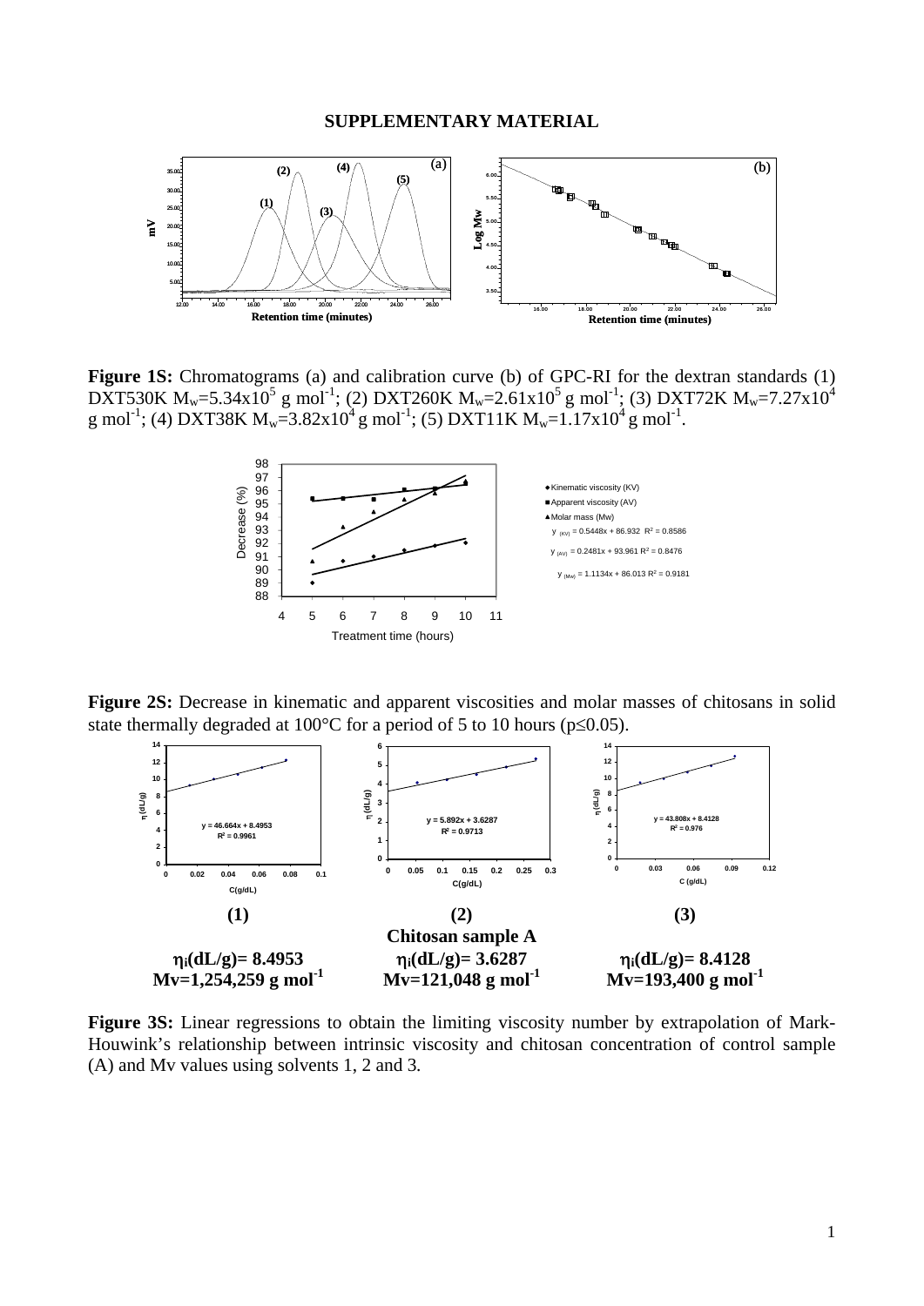**SUPPLEMENTARY MATERIAL**

**Figure 1S:** Chromatograms (a) and calibration curve (b) of GPC-RI for the dextran standards (1) DXT530K $M_w$=5.34x10$^5$ g mol$^{-1}$; (2) DXT260K $M_w$=2.61x10$^5$ g mol$^{-1}$; (3) DXT72K $M_w$=7.27x10$^4$ g mol$^{-1}$; (4) DXT38K $M_w$=3.82x10$^4$ g mol$^{-1}$; (5) DXT11K $M_w$=1.17x10$^4$ g mol$^{-1}$.

**Figure 2S:** Decrease in kinematic and apparent viscosities and molar masses of chitosans in solid state thermally degraded at 100°C for a period of 5 to 10 hours ($p \leq 0.05$).

**(1)** $\eta_i$(dL/g)= 8.4953, Mv=1,254,259 g mol$^{-1}$

**(2) Chitosan sample A** $\eta_i$(dL/g)= 3.6287, Mv=121,048 g mol$^{-1}$

**(3)** $\eta_i$(dL/g)= 8.4128, Mv=193,400 g mol$^{-1}$

**Figure 3S:** Linear regressions to obtain the limiting viscosity number by extrapolation of Mark-Houwink's relationship between intrinsic viscosity and chitosan concentration of control sample (A) and Mv values using solvents 1, 2 and 3.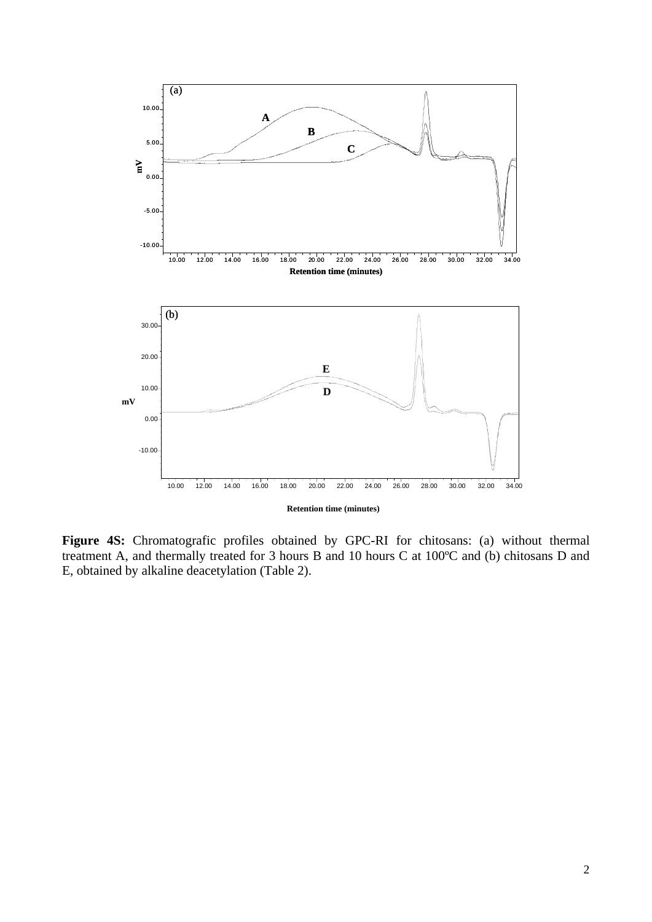**Figure 4S:** Chromatografic profiles obtained by GPC-RI for chitosans: (a) without thermal treatment A, and thermally treated for 3 hours B and 10 hours C at 100ºC and (b) chitosans D and E, obtained by alkaline deacetylation (Table 2).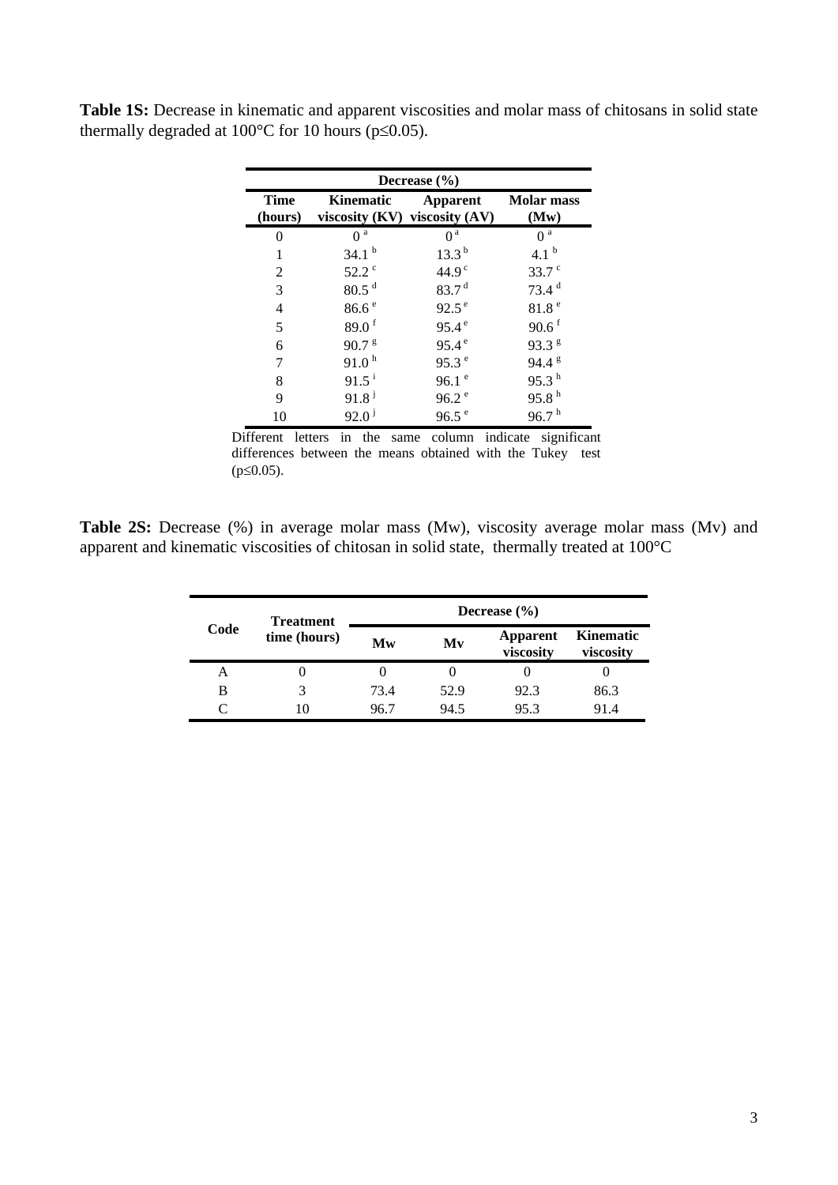**Table 1S:** Decrease in kinematic and apparent viscosities and molar mass of chitosans in solid state thermally degraded at 100°C for 10 hours ($p \leq 0.05$).

| | Decrease (%) | | |
|---|---|---|---|
| Time (hours) | Kinematic viscosity (KV) | Apparent viscosity (AV) | Molar mass (Mw) |
| 0 | $0^{a}$ | $0^{a}$ | $0^{a}$ |
| 1 | $34.1^{b}$ | $13.3^{b}$ | $4.1^{b}$ |
| 2 | $52.2^{c}$ | $44.9^{c}$ | $33.7^{c}$ |
| 3 | $80.5^{d}$ | $83.7^{d}$ | $73.4^{d}$ |
| 4 | $86.6^{e}$ | $92.5^{e}$ | $81.8^{e}$ |
| 5 | $89.0^{f}$ | $95.4^{e}$ | $90.6^{f}$ |
| 6 | $90.7^{g}$ | $95.4^{e}$ | $93.3^{g}$ |
| 7 | $91.0^{h}$ | $95.3^{e}$ | $94.4^{g}$ |
| 8 | $91.5^{i}$ | $96.1^{e}$ | $95.3^{h}$ |
| 9 | $91.8^{j}$ | $96.2^{e}$ | $95.8^{h}$ |
| 10 | $92.0^{j}$ | $96.5^{e}$ | $96.7^{h}$ |

Different letters in the same column indicate significant differences between the means obtained with the Tukey test ($p \leq 0.05$).

**Table 2S:** Decrease (%) in average molar mass (Mw), viscosity average molar mass (Mv) and apparent and kinematic viscosities of chitosan in solid state, thermally treated at 100°C

| Code | Treatment time (hours) | Decrease (%) | | | |
|---|---|---|---|---|---|
| | | Mw | Mv | Apparent viscosity | Kinematic viscosity |
| A | 0 | 0 | 0 | 0 | 0 |
| B | 3 | 73.4 | 52.9 | 92.3 | 86.3 |
| C | 10 | 96.7 | 94.5 | 95.3 | 91.4 |